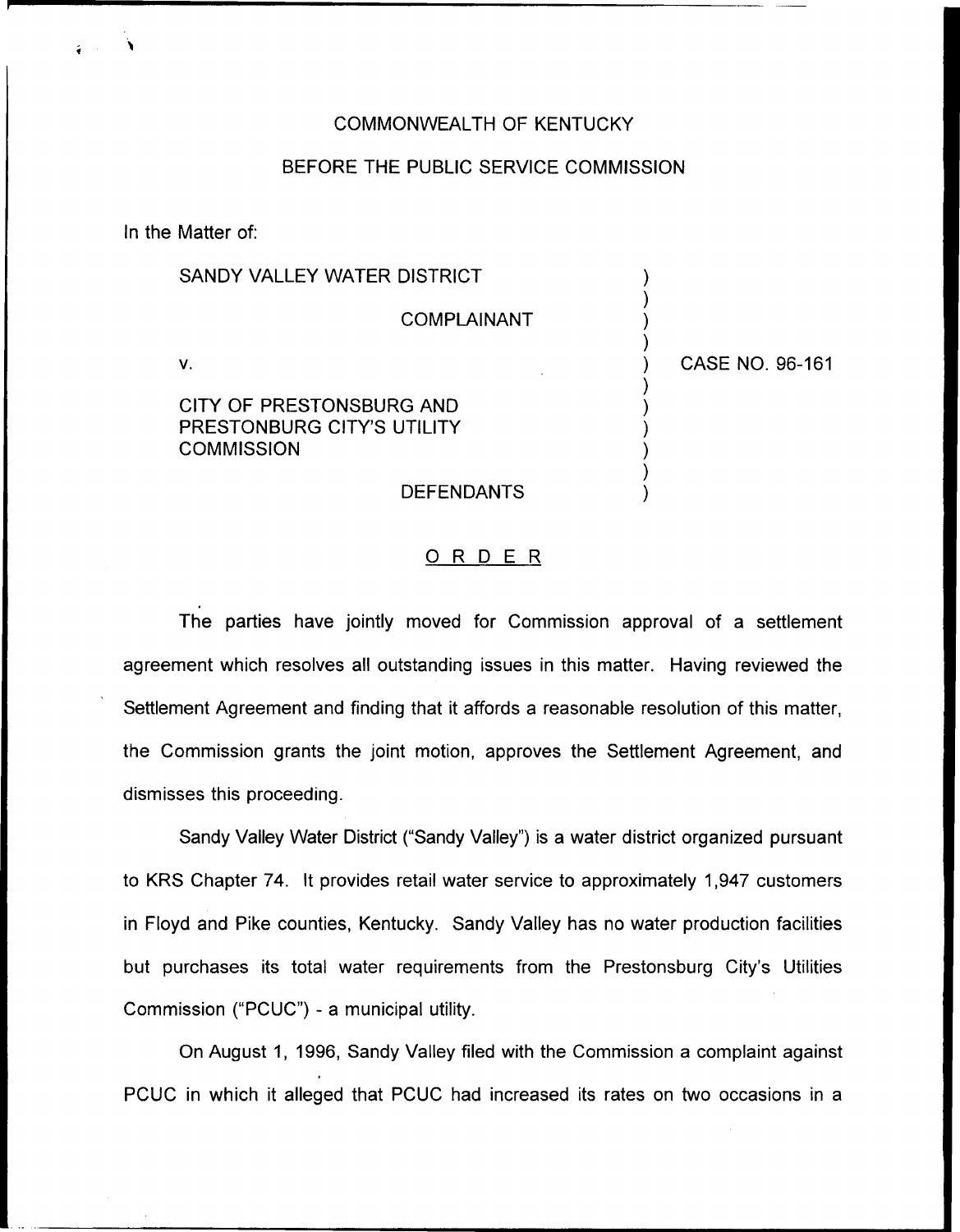COMMONWEALTH OF KENTUCKY

BEFORE THE PUBLIC SERVICE COMMISSION

In the Matter of:

SANDY VALLEY WATER DISTRICT

COMPLAINANT

v.

CITY OF PRESTONSBURG AND PRESTONBURG CITY'S UTILITY COMMISSION

DEFENDANTS

CASE NO. 96-161

# ORDER

The parties have jointly moved for Commission approval of a settlement agreement which resolves all outstanding issues in this matter. Having reviewed the Settlement Agreement and finding that it affords a reasonable resolution of this matter, the Commission grants the joint motion, approves the Settlement Agreement, and dismisses this proceeding.

Sandy Valley Water District ("Sandy Valley") is a water district organized pursuant to KRS Chapter 74. It provides retail water service to approximately 1,947 customers in Floyd and Pike counties, Kentucky. Sandy Valley has no water production facilities but purchases its total water requirements from the Prestonsburg City's Utilities Commission ("PCUC") - a municipal utility.

On August 1, 1996, Sandy Valley filed with the Commission a complaint against PCUC in which it alleged that PCUC had increased its rates on two occasions in a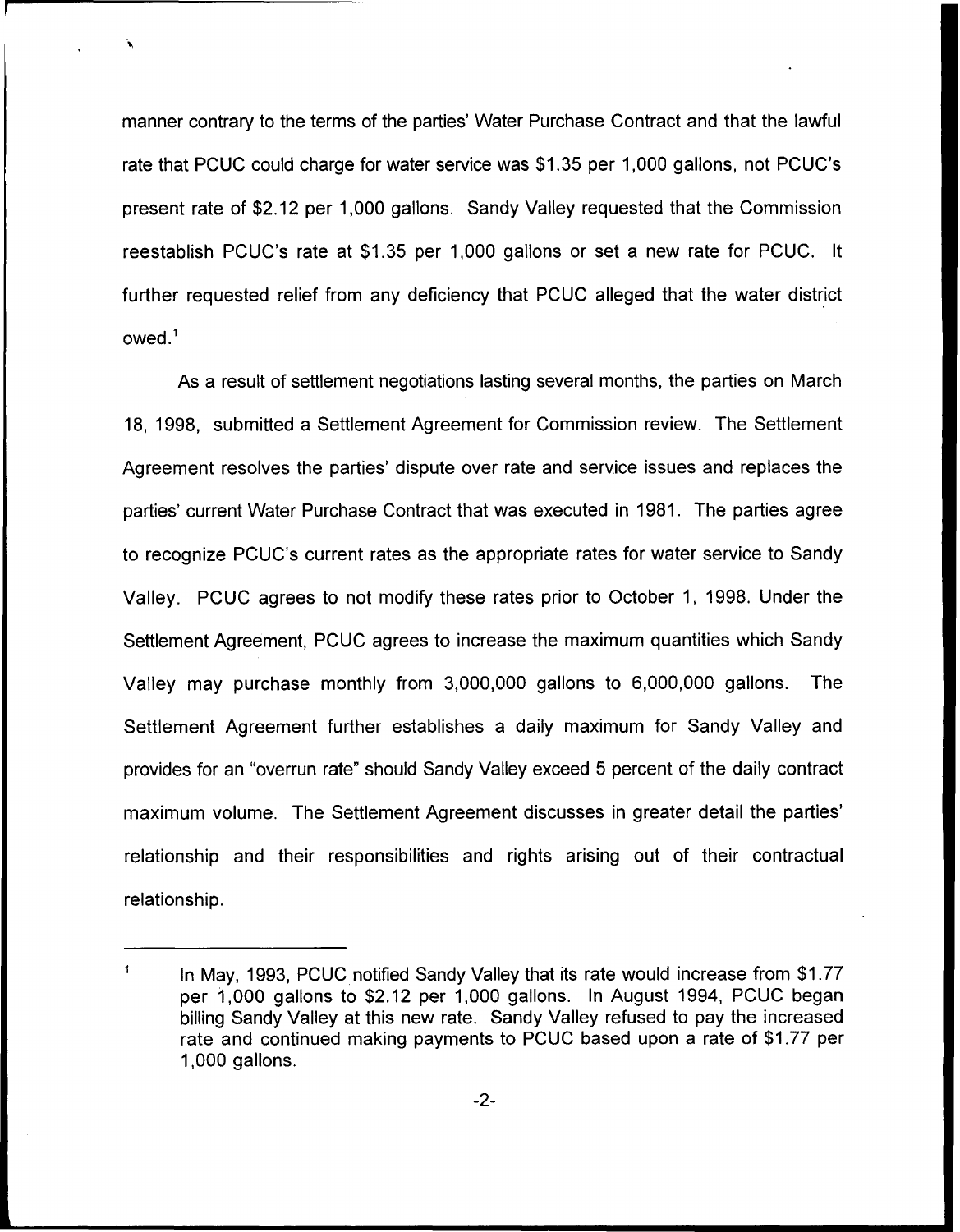manner contrary to the terms of the parties' Water Purchase Contract and that the lawful rate that PCUC could charge for water service was $1.35 per 1,000 gallons, not PCUC's present rate of $2.12 per 1,000 gallons. Sandy Valley requested that the Commission reestablish PCUC's rate at $1.35 per 1,000 gallons or set a new rate for PCUC. It further requested relief from any deficiency that PCUC alleged that the water district owed.[1]

As a result of settlement negotiations lasting several months, the parties on March 18, 1998, submitted a Settlement Agreement for Commission review. The Settlement Agreement resolves the parties' dispute over rate and service issues and replaces the parties' current Water Purchase Contract that was executed in 1981. The parties agree to recognize PCUC's current rates as the appropriate rates for water service to Sandy Valley. PCUC agrees to not modify these rates prior to October 1, 1998. Under the Settlement Agreement, PCUC agrees to increase the maximum quantities which Sandy Valley may purchase monthly from 3,000,000 gallons to 6,000,000 gallons. The Settlement Agreement further establishes a daily maximum for Sandy Valley and provides for an "overrun rate" should Sandy Valley exceed 5 percent of the daily contract maximum volume. The Settlement Agreement discusses in greater detail the parties' relationship and their responsibilities and rights arising out of their contractual relationship.

---

[1] In May, 1993, PCUC notified Sandy Valley that its rate would increase from $1.77 per 1,000 gallons to $2.12 per 1,000 gallons. In August 1994, PCUC began billing Sandy Valley at this new rate. Sandy Valley refused to pay the increased rate and continued making payments to PCUC based upon a rate of $1.77 per 1,000 gallons.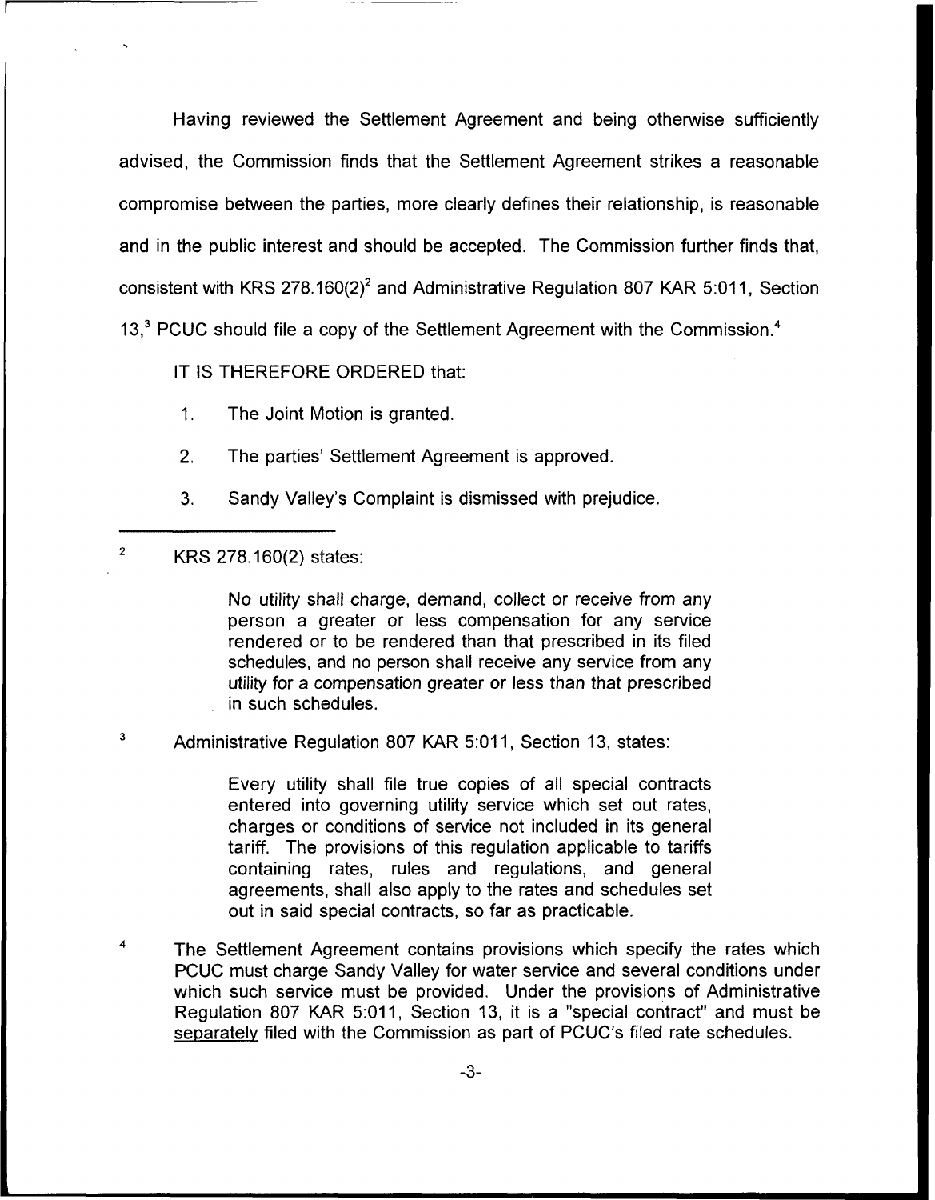Having reviewed the Settlement Agreement and being otherwise sufficiently advised, the Commission finds that the Settlement Agreement strikes a reasonable compromise between the parties, more clearly defines their relationship, is reasonable and in the public interest and should be accepted. The Commission further finds that, consistent with KRS 278.160(2)[2] and Administrative Regulation 807 KAR 5:011, Section 13,[3] PCUC should file a copy of the Settlement Agreement with the Commission.[4]

IT IS THEREFORE ORDERED that:

1. The Joint Motion is granted.

2. The parties' Settlement Agreement is approved.

3. Sandy Valley's Complaint is dismissed with prejudice.

---

[2] KRS 278.160(2) states:

> No utility shall charge, demand, collect or receive from any person a greater or less compensation for any service rendered or to be rendered than that prescribed in its filed schedules, and no person shall receive any service from any utility for a compensation greater or less than that prescribed in such schedules.

[3] Administrative Regulation 807 KAR 5:011, Section 13, states:

> Every utility shall file true copies of all special contracts entered into governing utility service which set out rates, charges or conditions of service not included in its general tariff. The provisions of this regulation applicable to tariffs containing rates, rules and regulations, and general agreements, shall also apply to the rates and schedules set out in said special contracts, so far as practicable.

[4] The Settlement Agreement contains provisions which specify the rates which PCUC must charge Sandy Valley for water service and several conditions under which such service must be provided. Under the provisions of Administrative Regulation 807 KAR 5:011, Section 13, it is a "special contract" and must be separately filed with the Commission as part of PCUC's filed rate schedules.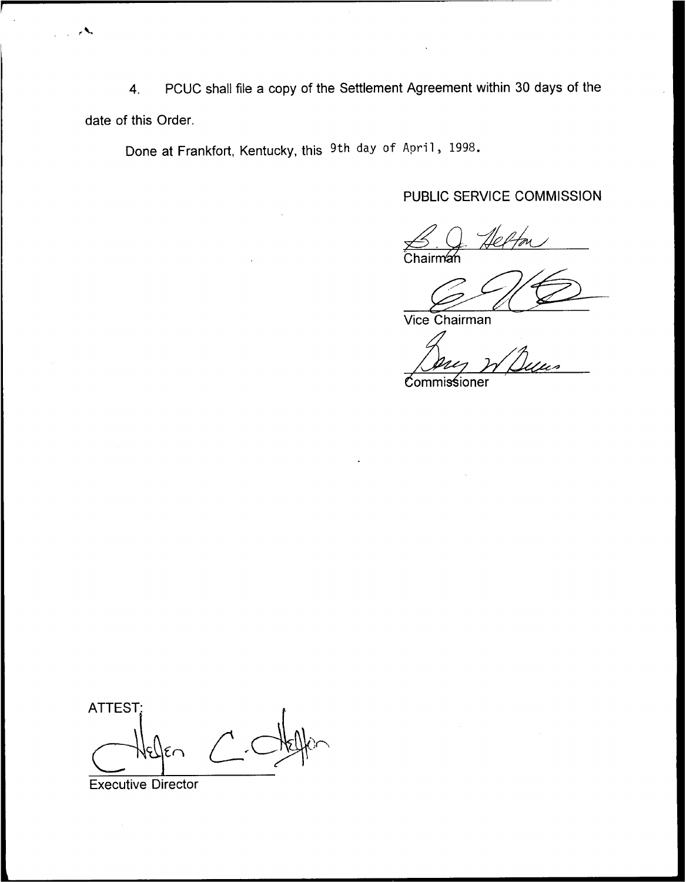4. PCUC shall file a copy of the Settlement Agreement within 30 days of the date of this Order.

Done at Frankfort, Kentucky, this 9th day of April, 1998.

PUBLIC SERVICE COMMISSION

Chairman

Vice Chairman

Commissioner

ATTEST:

Executive Director